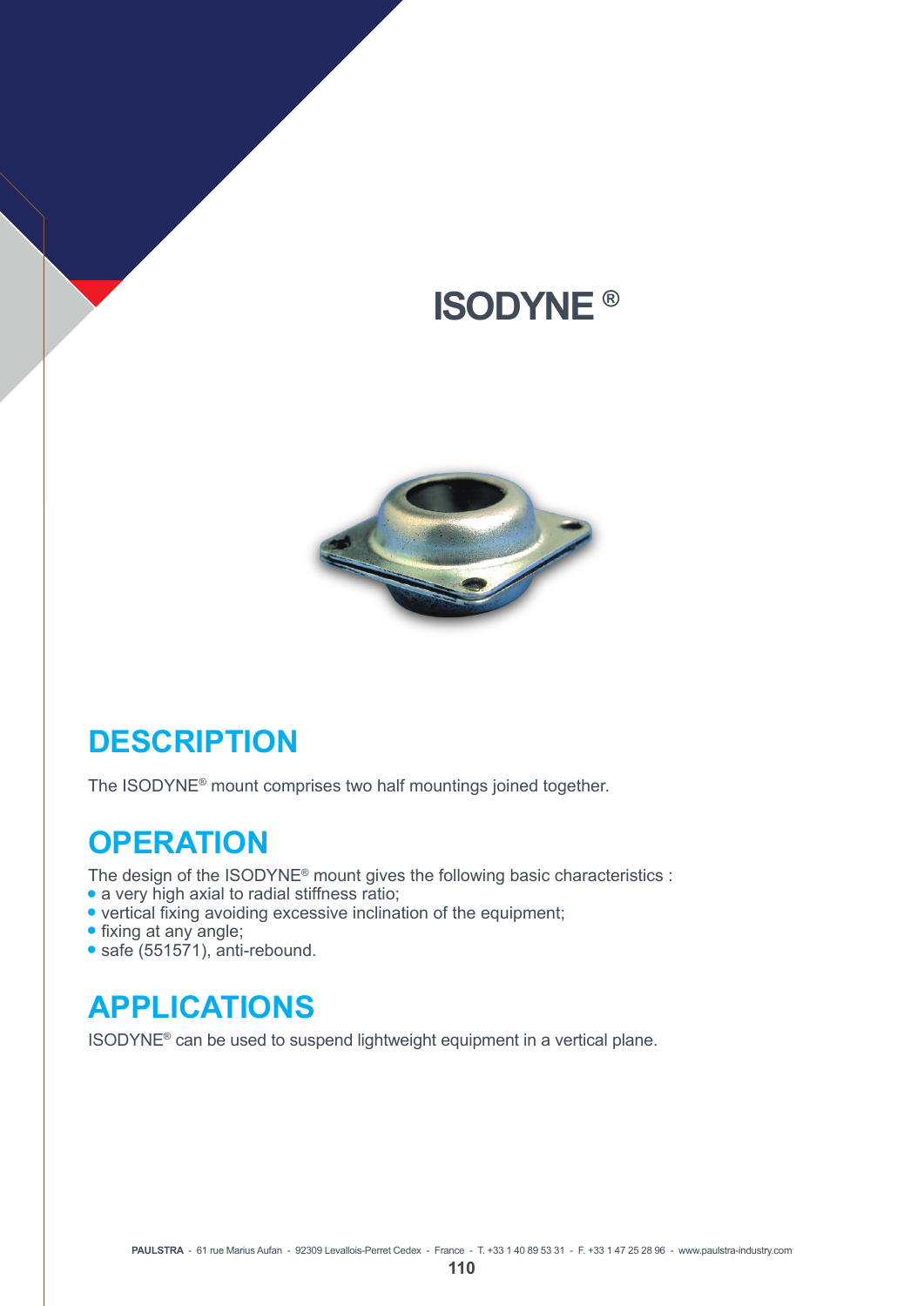# ISODYNE ®

## DESCRIPTION

The ISODYNE® mount comprises two half mountings joined together.

## OPERATION

The design of the ISODYNE® mount gives the following basic characteristics :

- a very high axial to radial stiffness ratio;
- vertical fixing avoiding excessive inclination of the equipment;
- fixing at any angle;
- safe (551571), anti-rebound.

## APPLICATIONS

ISODYNE® can be used to suspend lightweight equipment in a vertical plane.

**PAULSTRA** - 61 rue Marius Aufan - 92309 Levallois-Perret Cedex - France - T. +33 1 40 89 53 31 - F. +33 1 47 25 28 96 - www.paulstra-industry.com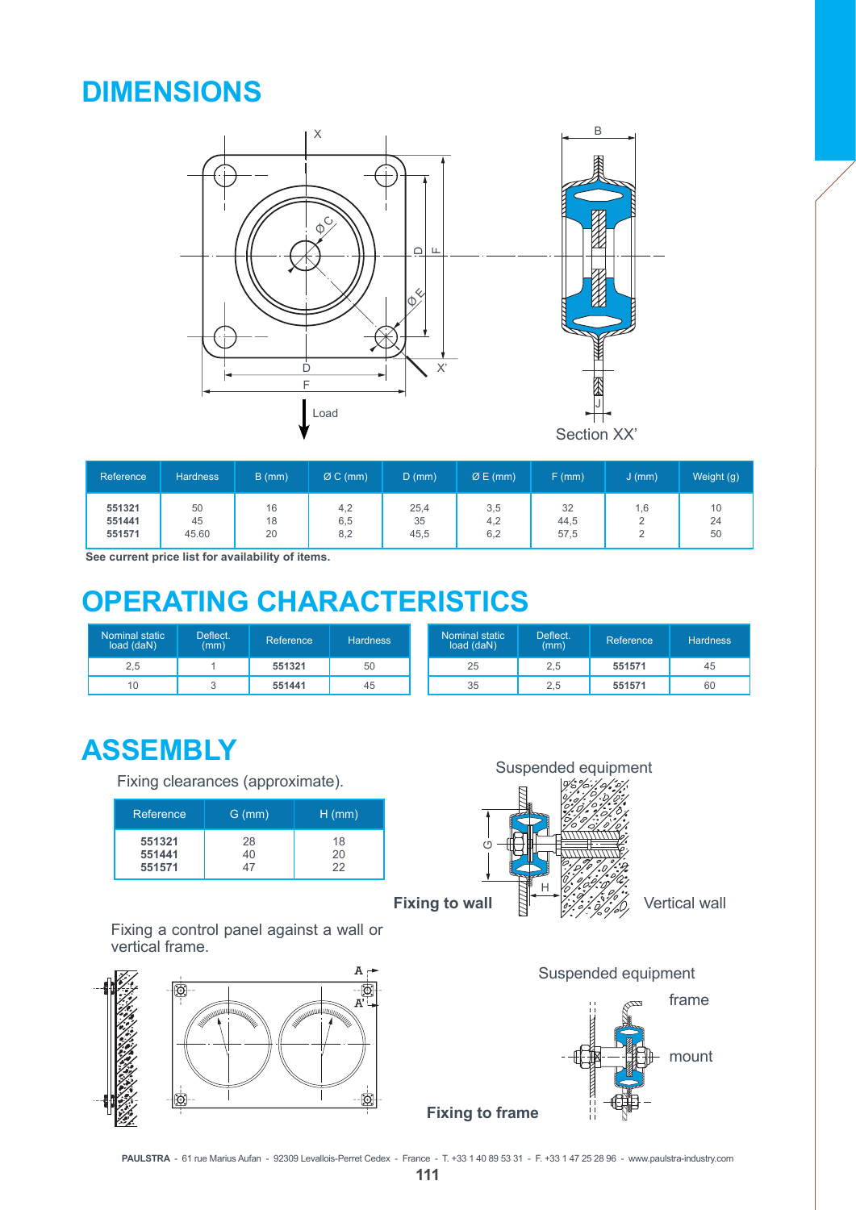# DIMENSIONS

X

X'

D

F

Ø C

Ø E

Load

B

J

Section XX'

| Reference | Hardness | B (mm) | Ø C (mm) | D (mm) | Ø E (mm) | F (mm) | J (mm) | Weight (g) |
|---|---|---|---|---|---|---|---|---|
| **551321** | 50 | 16 | 4,2 | 25,4 | 3,5 | 32 | 1,6 | 10 |
| **551441** | 45 | 18 | 6,5 | 35 | 4,2 | 44,5 | 2 | 24 |
| **551571** | 45.60 | 20 | 8,2 | 45,5 | 6,2 | 57,5 | 2 | 50 |

**See current price list for availability of items.**

# OPERATING CHARACTERISTICS

| Nominal static load (daN) | Deflect. (mm) | Reference | Hardness |
|---|---|---|---|
| 2,5 | 1 | **551321** | 50 |
| 10 | 3 | **551441** | 45 |

| Nominal static load (daN) | Deflect. (mm) | Reference | Hardness |
|---|---|---|---|
| 25 | 2,5 | **551571** | 45 |
| 35 | 2,5 | **551571** | 60 |

# ASSEMBLY

Fixing clearances (approximate).

| Reference | G (mm) | H (mm) |
|---|---|---|
| **551321** | 28 | 18 |
| **551441** | 40 | 20 |
| **551571** | 47 | 22 |

Suspended equipment

G

H

**Fixing to wall**

Vertical wall

Fixing a control panel against a wall or vertical frame.

A

A'

Suspended equipment

frame

mount

**Fixing to frame**

**PAULSTRA** - 61 rue Marius Aufan - 92309 Levallois-Perret Cedex - France - T. +33 1 40 89 53 31 - F. +33 1 47 25 28 96 - www.paulstra-industry.com